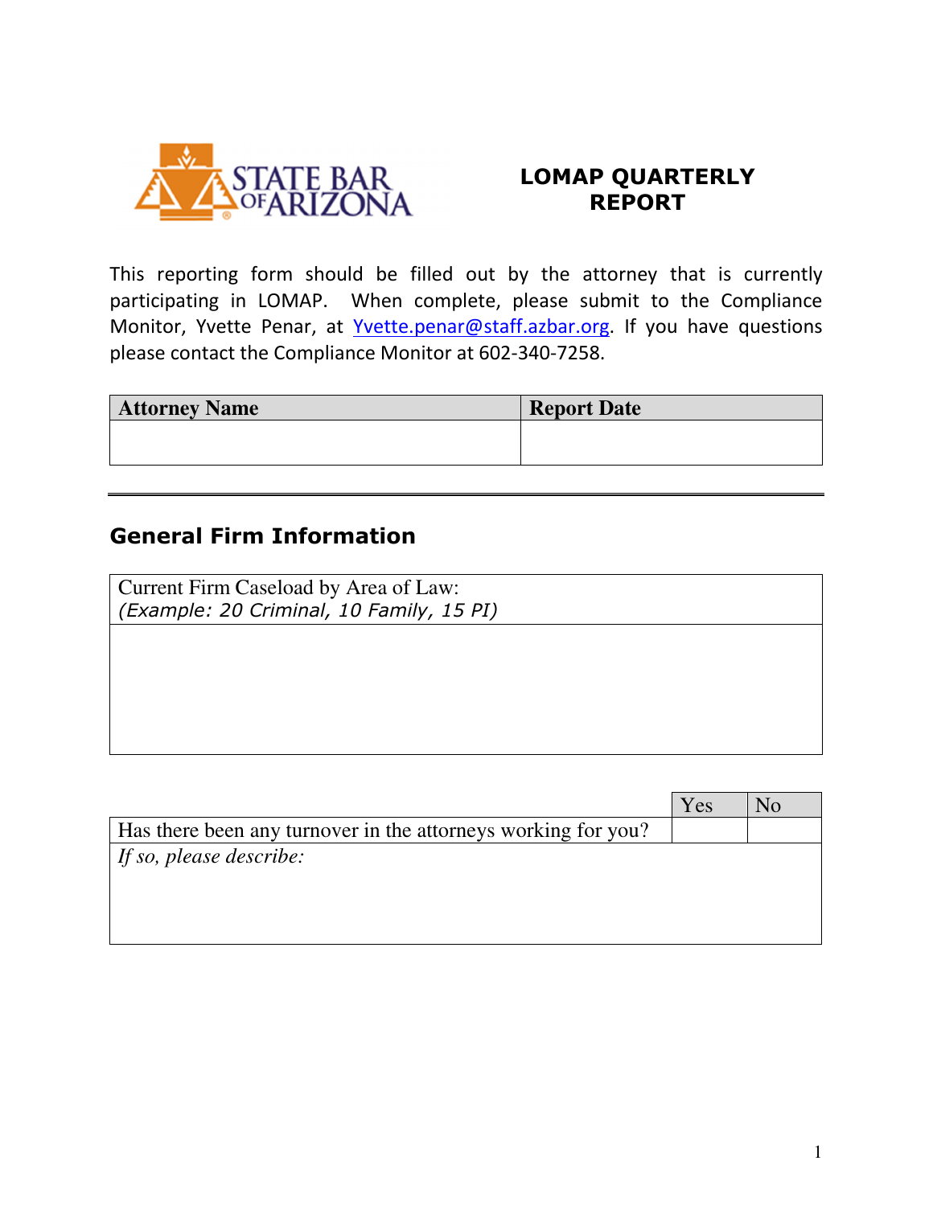STATE BAR OF ARIZONA

# LOMAP QUARTERLY REPORT

This reporting form should be filled out by the attorney that is currently participating in LOMAP. When complete, please submit to the Compliance Monitor, Yvette Penar, at Yvette.penar@staff.azbar.org. If you have questions please contact the Compliance Monitor at 602-340-7258.

| Attorney Name | Report Date |
|---|---|
| | |

---

## General Firm Information

| Current Firm Caseload by Area of Law: *(Example: 20 Criminal, 10 Family, 15 PI)* |
|---|
| |

| | Yes | No |
|---|---|---|
| Has there been any turnover in the attorneys working for you? | | |
| *If so, please describe:* | | |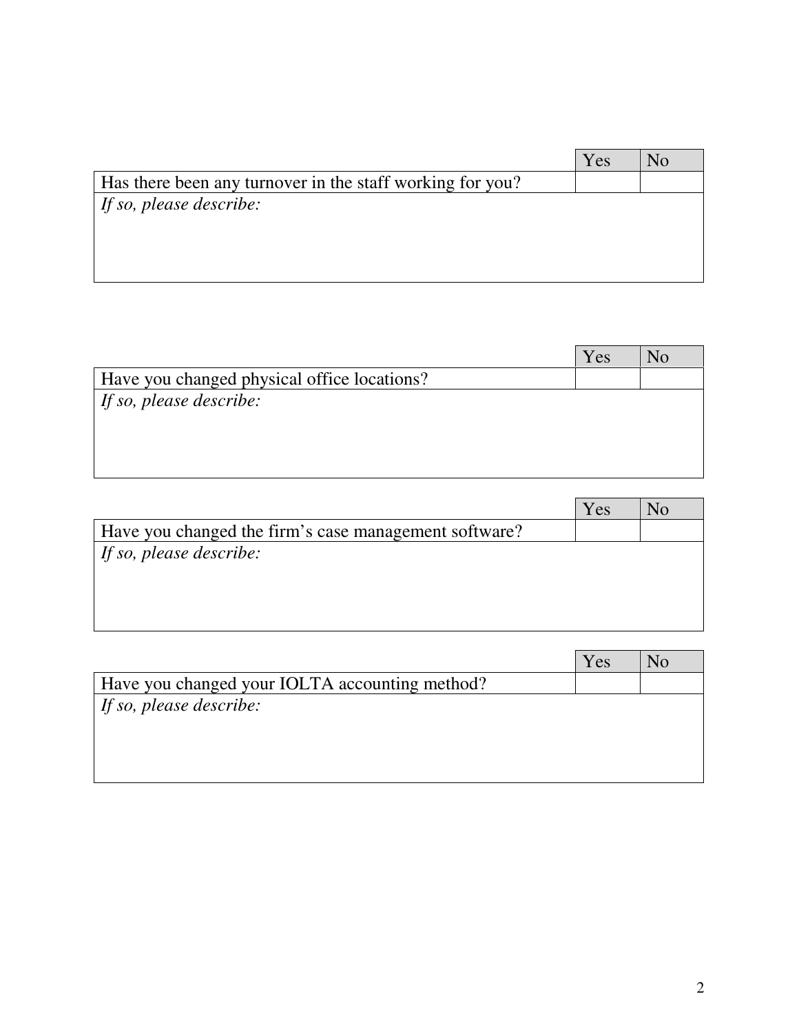| | Yes | No |
|---|---|---|
| Has there been any turnover in the staff working for you? | | |
| *If so, please describe:* | | |

| | Yes | No |
|---|---|---|
| Have you changed physical office locations? | | |
| *If so, please describe:* | | |

| | Yes | No |
|---|---|---|
| Have you changed the firm's case management software? | | |
| *If so, please describe:* | | |

| | Yes | No |
|---|---|---|
| Have you changed your IOLTA accounting method? | | |
| *If so, please describe:* | | |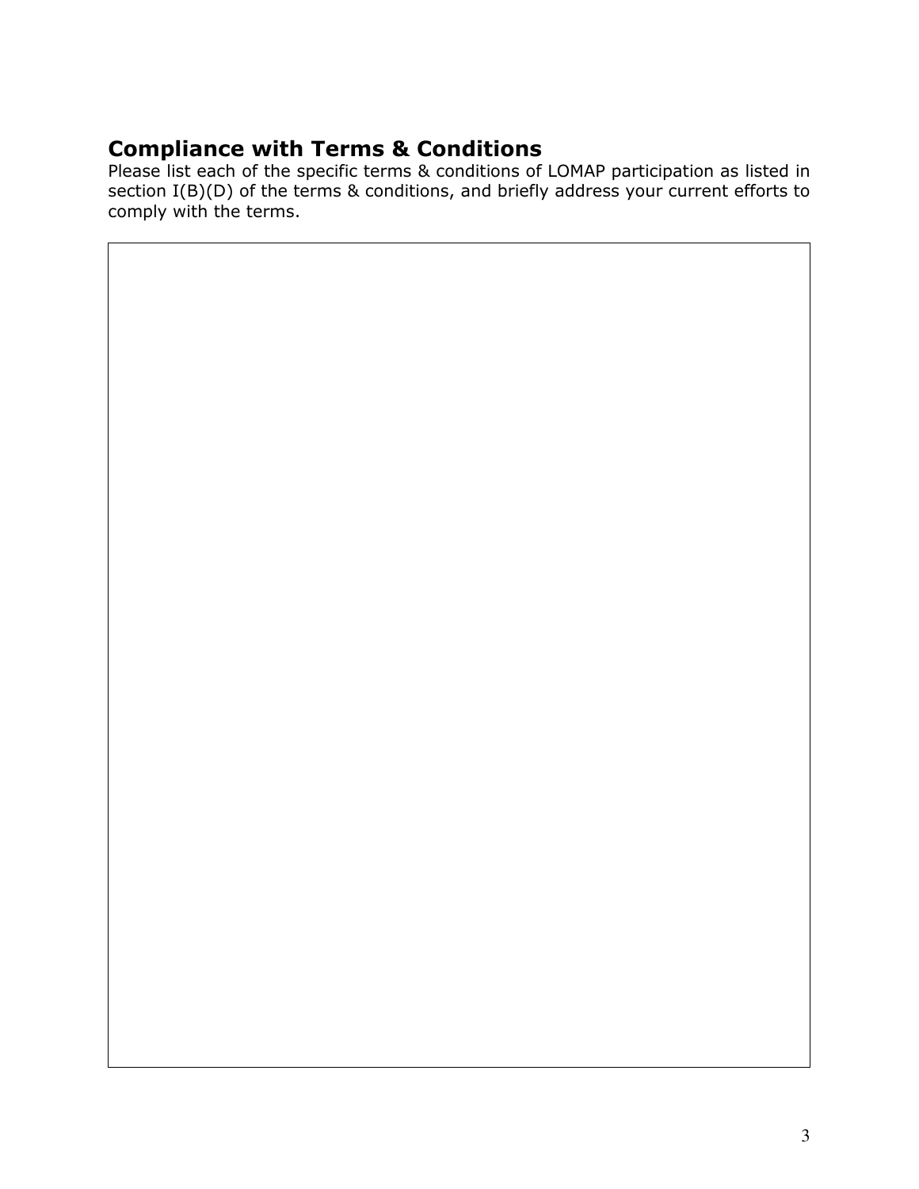## Compliance with Terms & Conditions

Please list each of the specific terms & conditions of LOMAP participation as listed in section I(B)(D) of the terms & conditions, and briefly address your current efforts to comply with the terms.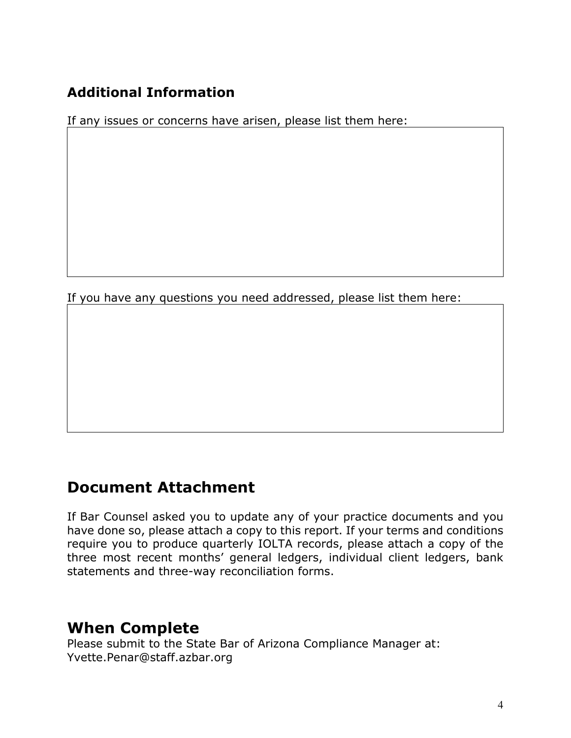### Additional Information

If any issues or concerns have arisen, please list them here:

If you have any questions you need addressed, please list them here:

## Document Attachment

If Bar Counsel asked you to update any of your practice documents and you have done so, please attach a copy to this report. If your terms and conditions require you to produce quarterly IOLTA records, please attach a copy of the three most recent months' general ledgers, individual client ledgers, bank statements and three-way reconciliation forms.

## When Complete

Please submit to the State Bar of Arizona Compliance Manager at:
Yvette.Penar@staff.azbar.org